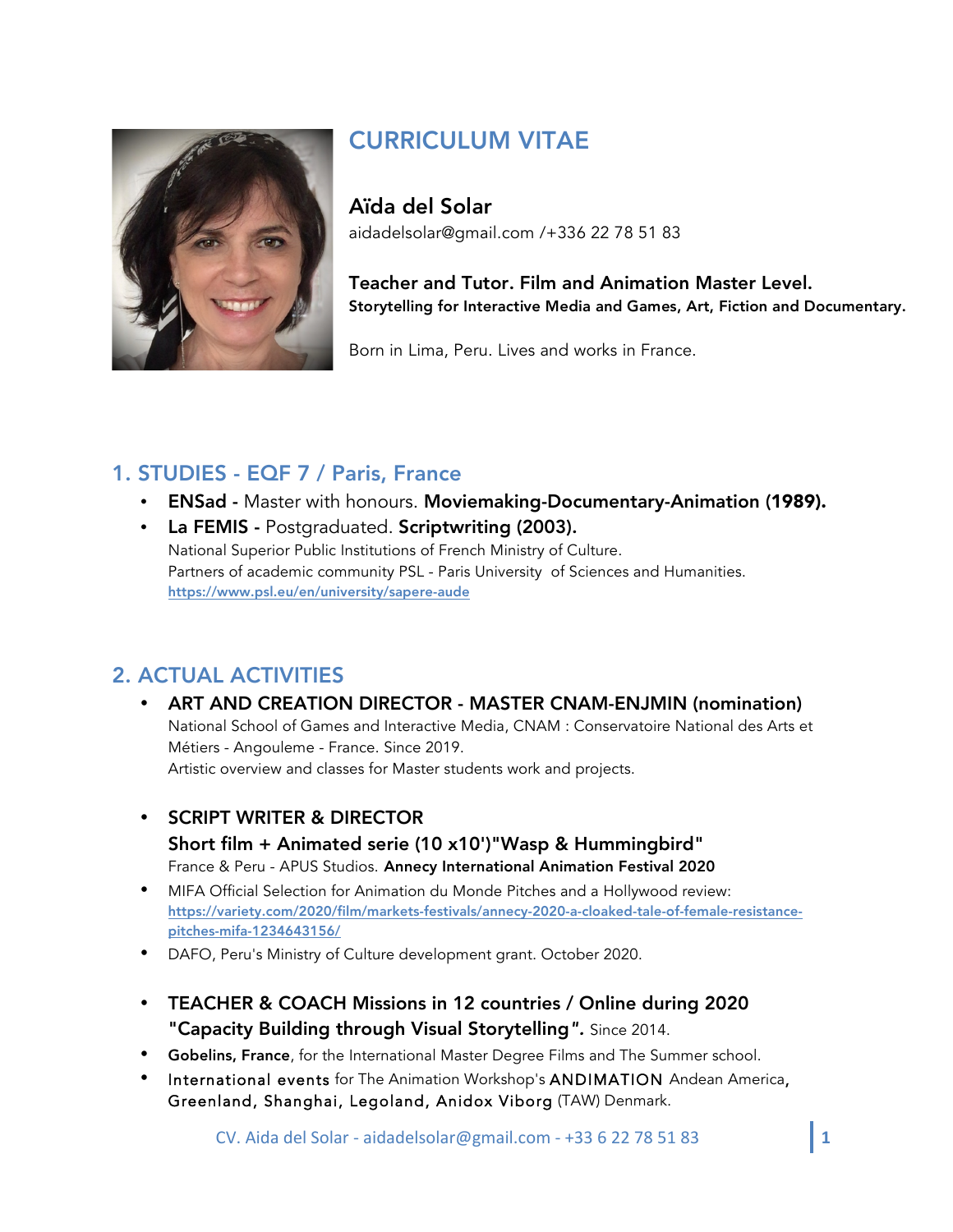# CURRICULUM VITAE

## Aïda del Solar

aidadelsolar@gmail.com /+336 22 78 51 83

**Teacher and Tutor. Film and Animation Master Level.**
**Storytelling for Interactive Media and Games, Art, Fiction and Documentary.**

Born in Lima, Peru. Lives and works in France.

## 1. STUDIES - EQF 7 / Paris, France

- **ENSad -** Master with honours. **Moviemaking-Documentary-Animation (1989).**
- **La FEMIS -** Postgraduated. **Scriptwriting (2003).**
  National Superior Public Institutions of French Ministry of Culture.
  Partners of academic community PSL - Paris University of Sciences and Humanities.
  https://www.psl.eu/en/university/sapere-aude

## 2. ACTUAL ACTIVITIES

- **ART AND CREATION DIRECTOR - MASTER CNAM-ENJMIN (nomination)**
  National School of Games and Interactive Media, CNAM : Conservatoire National des Arts et Métiers - Angouleme - France. Since 2019.
  Artistic overview and classes for Master students work and projects.

- **SCRIPT WRITER & DIRECTOR**
  **Short film + Animated serie (10 x10')"Wasp & Hummingbird"**
  France & Peru - APUS Studios. **Annecy International Animation Festival 2020**
- MIFA Official Selection for Animation du Monde Pitches and a Hollywood review: https://variety.com/2020/film/markets-festivals/annecy-2020-a-cloaked-tale-of-female-resistance-pitches-mifa-1234643156/
- DAFO, Peru's Ministry of Culture development grant. October 2020.

- **TEACHER & COACH Missions in 12 countries / Online during 2020**
  **"Capacity Building through Visual Storytelling".** Since 2014.
- **Gobelins, France**, for the International Master Degree Films and The Summer school.
- International events for The Animation Workshop's ANDIMATION Andean America, Greenland, Shanghai, Legoland, Anidox Viborg (TAW) Denmark.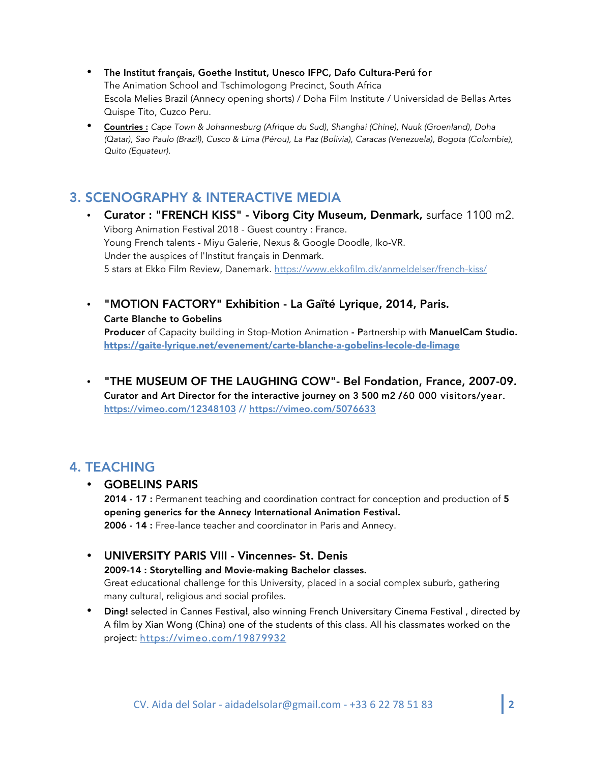- **The Institut français, Goethe Institut, Unesco IFPC, Dafo Cultura-Perú** for
  The Animation School and Tschimologong Precinct, South Africa
  Escola Melies Brazil (Annecy opening shorts) / Doha Film Institute / Universidad de Bellas Artes Quispe Tito, Cuzco Peru.
- **Countries :** *Cape Town & Johannesburg (Afrique du Sud), Shanghai (Chine), Nuuk (Groenland), Doha (Qatar), Sao Paulo (Brazil), Cusco & Lima (Pérou), La Paz (Bolivia), Caracas (Venezuela), Bogota (Colombie), Quito (Equateur).*

## 3. SCENOGRAPHY & INTERACTIVE MEDIA

- **Curator : "FRENCH KISS" - Viborg City Museum, Denmark,** surface 1100 m2.
  Viborg Animation Festival 2018 - Guest country : France.
  Young French talents - Miyu Galerie, Nexus & Google Doodle, Iko-VR.
  Under the auspices of l'Institut français in Denmark.
  5 stars at Ekko Film Review, Danemark. https://www.ekkofilm.dk/anmeldelser/french-kiss/

- **"MOTION FACTORY" Exhibition - La Gaïté Lyrique, 2014, Paris.**
  **Carte Blanche to Gobelins**
  **Producer** of Capacity building in Stop-Motion Animation **- P**artnership with **ManuelCam Studio.**
  **https://gaite-lyrique.net/evenement/carte-blanche-a-gobelins-lecole-de-limage**

- **"THE MUSEUM OF THE LAUGHING COW"- Bel Fondation, France, 2007-09.**
  **Curator and Art Director for the interactive journey on 3 500 m2 /**60 000 visitors/year.
  **https://vimeo.com/12348103** // **https://vimeo.com/5076633**

## 4. TEACHING

- **GOBELINS PARIS**
  **2014 - 17 :** Permanent teaching and coordination contract for conception and production of **5 opening generics for the Annecy International Animation Festival.**
  **2006 - 14 :** Free-lance teacher and coordinator in Paris and Annecy.

- **UNIVERSITY PARIS VIII - Vincennes- St. Denis**
  **2009-14 : Storytelling and Movie-making Bachelor classes.**
  Great educational challenge for this University, placed in a social complex suburb, gathering many cultural, religious and social profiles.
- **Ding!** selected in Cannes Festival, also winning French Universitary Cinema Festival , directed by A film by Xian Wong (China) one of the students of this class. All his classmates worked on the project: https://vimeo.com/19879932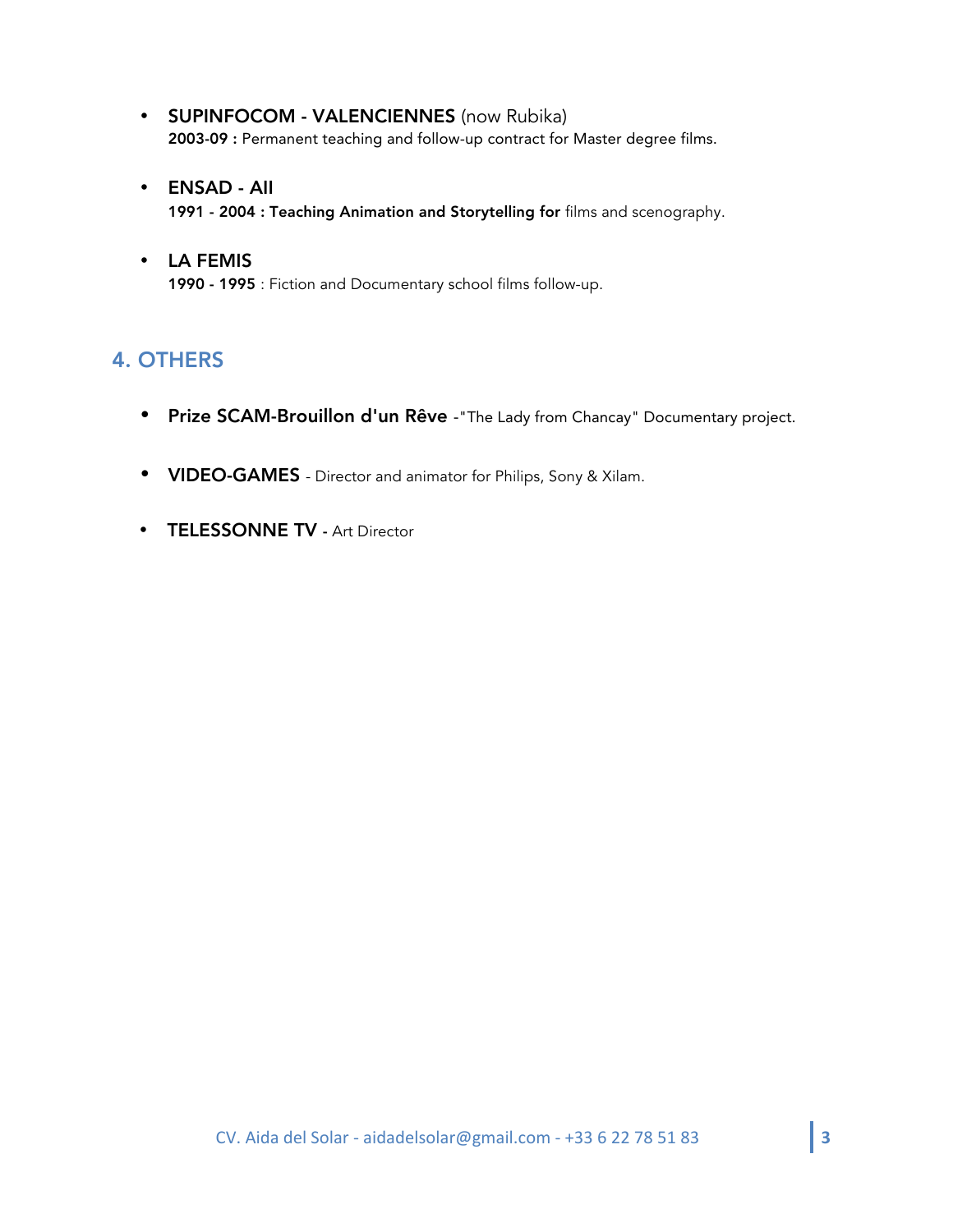- **SUPINFOCOM - VALENCIENNES** (now Rubika)
  **2003-09 :** Permanent teaching and follow-up contract for Master degree films.

- **ENSAD - AII**
  **1991 - 2004 : Teaching Animation and Storytelling for** films and scenography.

- **LA FEMIS**
  **1990 - 1995** : Fiction and Documentary school films follow-up.

## 4. OTHERS

- **Prize SCAM-Brouillon d'un Rêve** -"The Lady from Chancay" Documentary project.

- **VIDEO-GAMES** - Director and animator for Philips, Sony & Xilam.

- **TELESSONNE TV** - Art Director